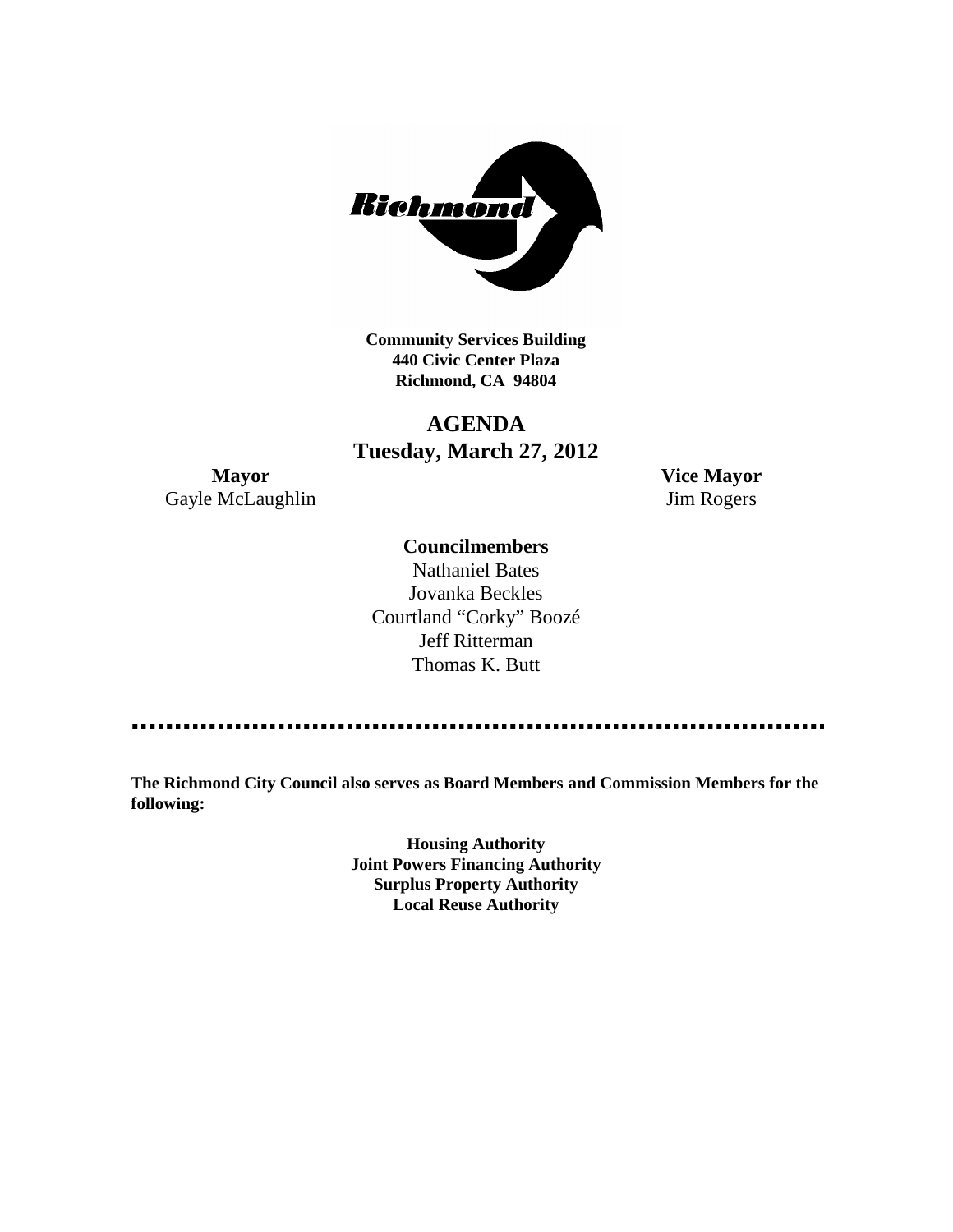**Community Services Building**
**440 Civic Center Plaza**
**Richmond, CA 94804**

# AGENDA
## Tuesday, March 27, 2012

**Mayor**
Gayle McLaughlin

**Vice Mayor**
Jim Rogers

**Councilmembers**

Nathaniel Bates
Jovanka Beckles
Courtland "Corky" Boozé
Jeff Ritterman
Thomas K. Butt

---

**The Richmond City Council also serves as Board Members and Commission Members for the following:**

**Housing Authority**
**Joint Powers Financing Authority**
**Surplus Property Authority**
**Local Reuse Authority**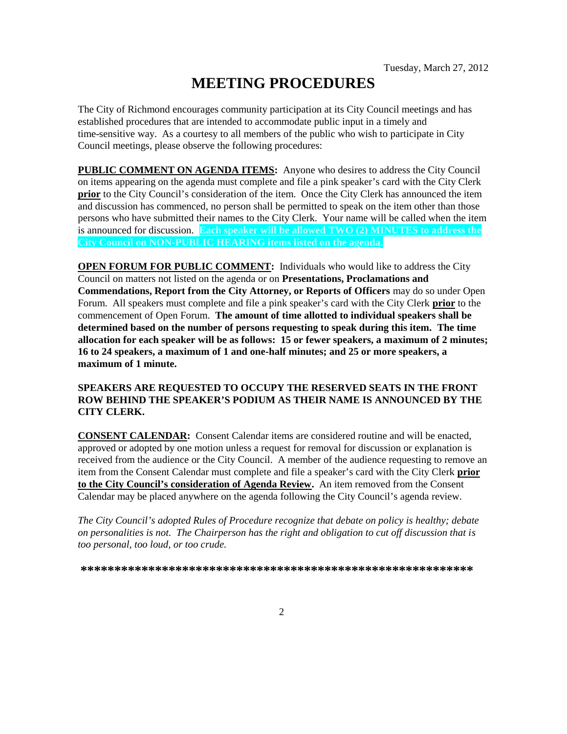Tuesday, March 27, 2012

# MEETING PROCEDURES

The City of Richmond encourages community participation at its City Council meetings and has established procedures that are intended to accommodate public input in a timely and time-sensitive way. As a courtesy to all members of the public who wish to participate in City Council meetings, please observe the following procedures:

**PUBLIC COMMENT ON AGENDA ITEMS:** Anyone who desires to address the City Council on items appearing on the agenda must complete and file a pink speaker's card with the City Clerk **prior** to the City Council's consideration of the item. Once the City Clerk has announced the item and discussion has commenced, no person shall be permitted to speak on the item other than those persons who have submitted their names to the City Clerk. Your name will be called when the item is announced for discussion. **Each speaker will be allowed TWO (2) MINUTES to address the City Council on NON-PUBLIC HEARING items listed on the agenda.**

**OPEN FORUM FOR PUBLIC COMMENT:** Individuals who would like to address the City Council on matters not listed on the agenda or on **Presentations, Proclamations and Commendations, Report from the City Attorney, or Reports of Officers** may do so under Open Forum. All speakers must complete and file a pink speaker's card with the City Clerk **prior** to the commencement of Open Forum. **The amount of time allotted to individual speakers shall be determined based on the number of persons requesting to speak during this item. The time allocation for each speaker will be as follows: 15 or fewer speakers, a maximum of 2 minutes; 16 to 24 speakers, a maximum of 1 and one-half minutes; and 25 or more speakers, a maximum of 1 minute.**

**SPEAKERS ARE REQUESTED TO OCCUPY THE RESERVED SEATS IN THE FRONT ROW BEHIND THE SPEAKER'S PODIUM AS THEIR NAME IS ANNOUNCED BY THE CITY CLERK.**

**CONSENT CALENDAR:** Consent Calendar items are considered routine and will be enacted, approved or adopted by one motion unless a request for removal for discussion or explanation is received from the audience or the City Council. A member of the audience requesting to remove an item from the Consent Calendar must complete and file a speaker's card with the City Clerk **prior to the City Council's consideration of Agenda Review.** An item removed from the Consent Calendar may be placed anywhere on the agenda following the City Council's agenda review.

*The City Council's adopted Rules of Procedure recognize that debate on policy is healthy; debate on personalities is not. The Chairperson has the right and obligation to cut off discussion that is too personal, too loud, or too crude.*

***************************************************************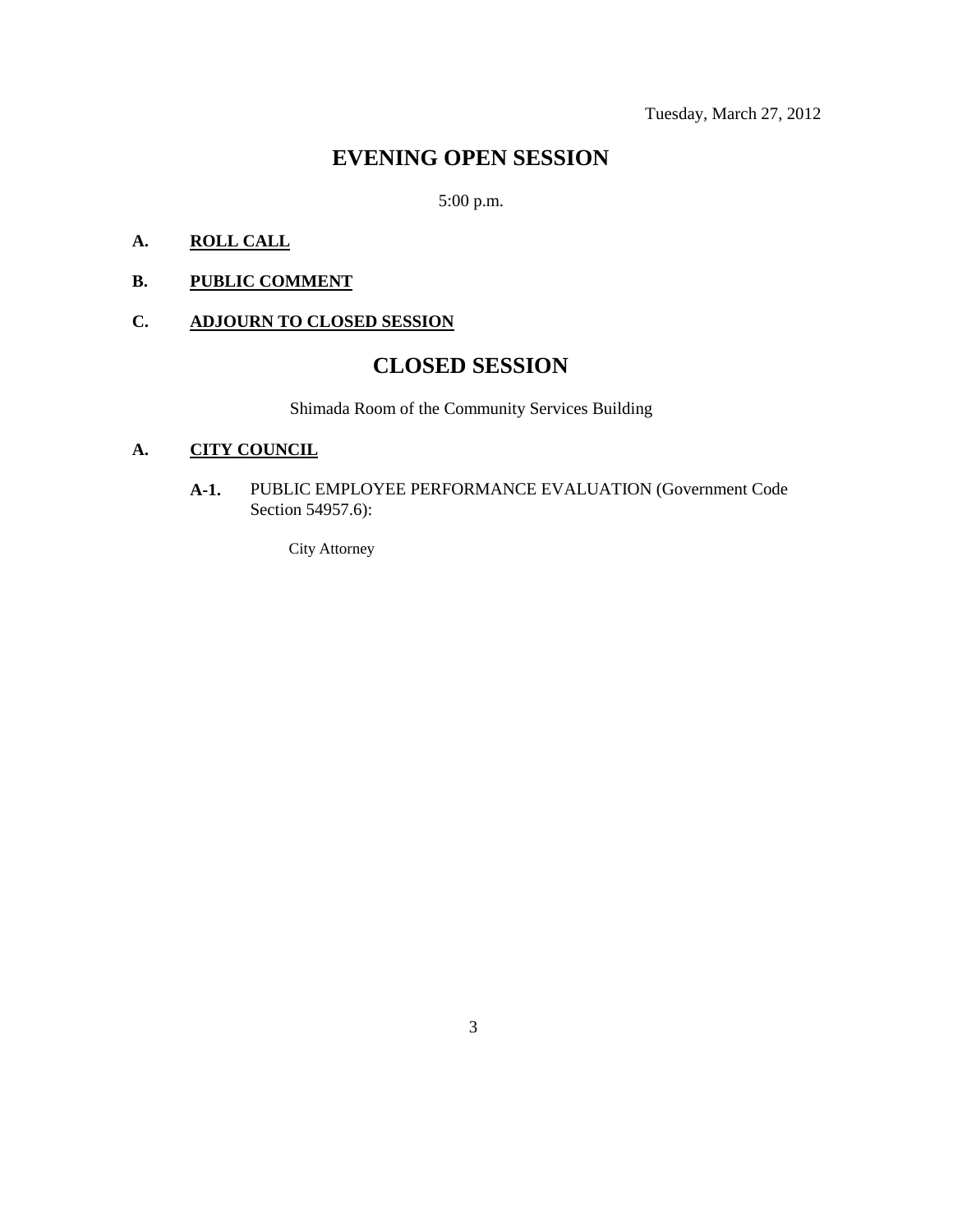Tuesday, March 27, 2012

# EVENING OPEN SESSION

5:00 p.m.

**A. ROLL CALL**

**B. PUBLIC COMMENT**

**C. ADJOURN TO CLOSED SESSION**

# CLOSED SESSION

Shimada Room of the Community Services Building

**A. CITY COUNCIL**

**A-1.** PUBLIC EMPLOYEE PERFORMANCE EVALUATION (Government Code Section 54957.6):

City Attorney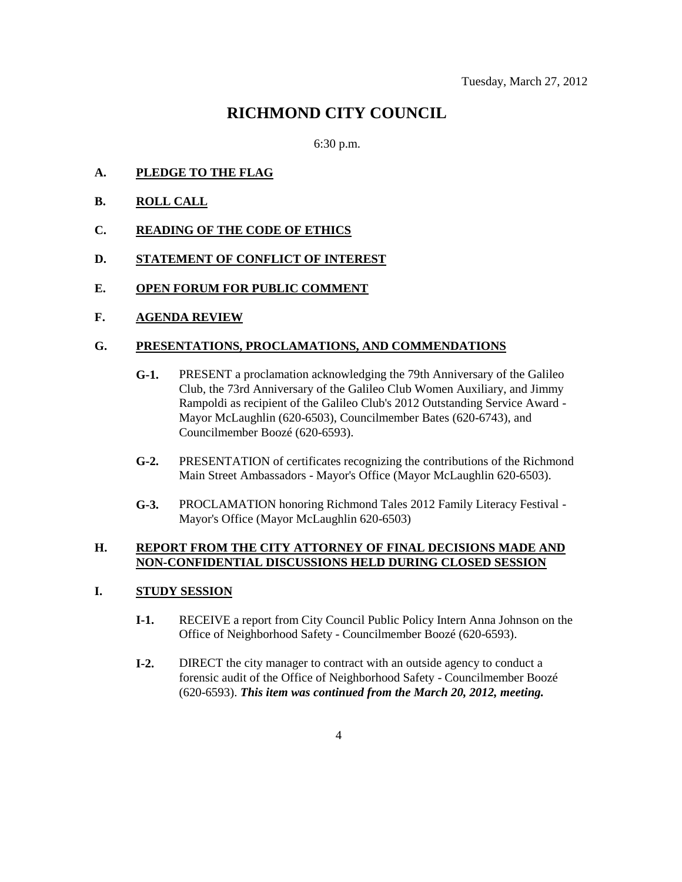Tuesday, March 27, 2012

# RICHMOND CITY COUNCIL

6:30 p.m.

**A. PLEDGE TO THE FLAG**

**B. ROLL CALL**

**C. READING OF THE CODE OF ETHICS**

**D. STATEMENT OF CONFLICT OF INTEREST**

**E. OPEN FORUM FOR PUBLIC COMMENT**

**F. AGENDA REVIEW**

**G. PRESENTATIONS, PROCLAMATIONS, AND COMMENDATIONS**

- **G-1.** PRESENT a proclamation acknowledging the 79th Anniversary of the Galileo Club, the 73rd Anniversary of the Galileo Club Women Auxiliary, and Jimmy Rampoldi as recipient of the Galileo Club's 2012 Outstanding Service Award - Mayor McLaughlin (620-6503), Councilmember Bates (620-6743), and Councilmember Boozé (620-6593).

- **G-2.** PRESENTATION of certificates recognizing the contributions of the Richmond Main Street Ambassadors - Mayor's Office (Mayor McLaughlin 620-6503).

- **G-3.** PROCLAMATION honoring Richmond Tales 2012 Family Literacy Festival - Mayor's Office (Mayor McLaughlin 620-6503)

**H. REPORT FROM THE CITY ATTORNEY OF FINAL DECISIONS MADE AND NON-CONFIDENTIAL DISCUSSIONS HELD DURING CLOSED SESSION**

**I. STUDY SESSION**

- **I-1.** RECEIVE a report from City Council Public Policy Intern Anna Johnson on the Office of Neighborhood Safety - Councilmember Boozé (620-6593).

- **I-2.** DIRECT the city manager to contract with an outside agency to conduct a forensic audit of the Office of Neighborhood Safety - Councilmember Boozé (620-6593). ***This item was continued from the March 20, 2012, meeting.***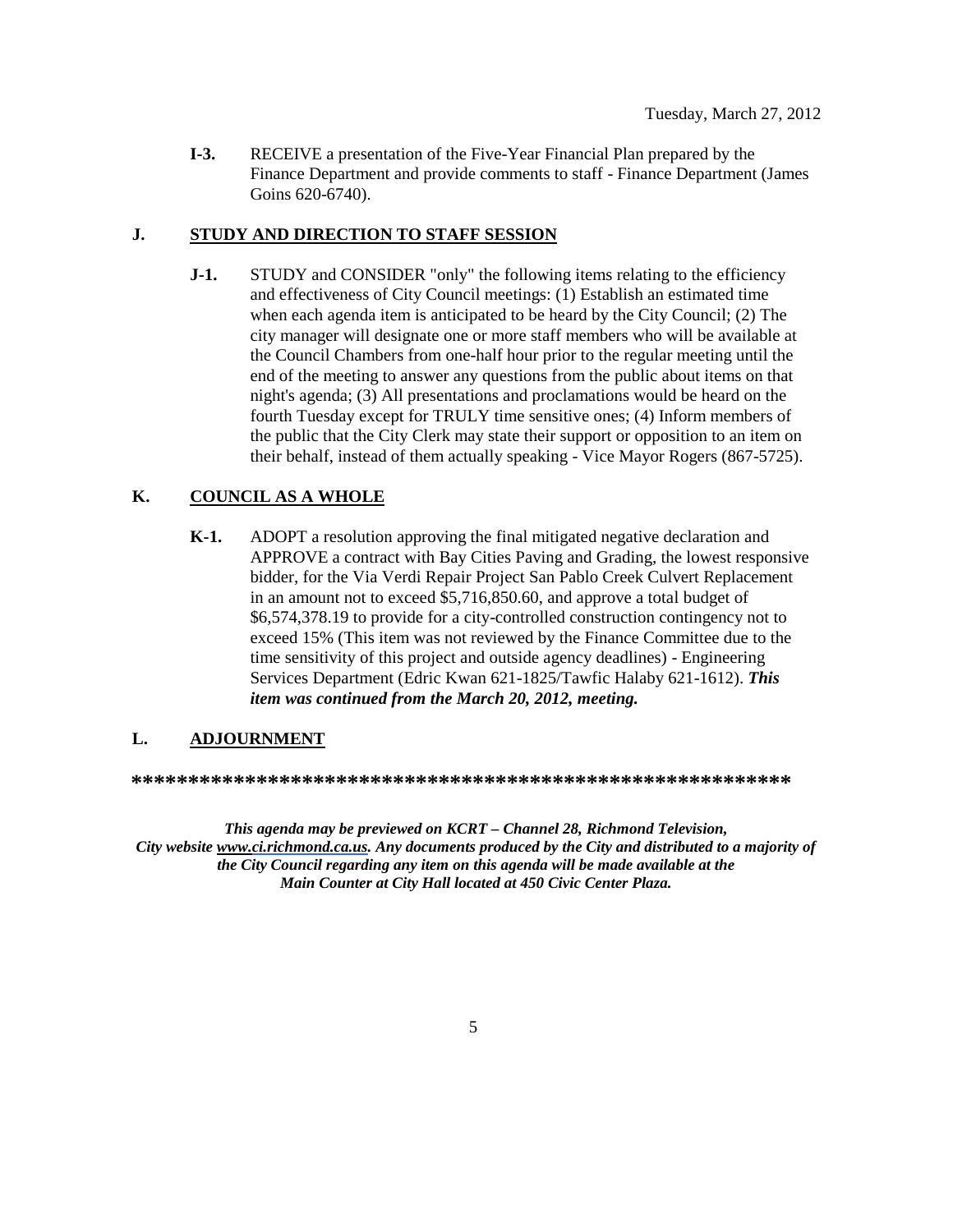**I-3.** RECEIVE a presentation of the Five-Year Financial Plan prepared by the Finance Department and provide comments to staff - Finance Department (James Goins 620-6740).

## J. STUDY AND DIRECTION TO STAFF SESSION

**J-1.** STUDY and CONSIDER "only" the following items relating to the efficiency and effectiveness of City Council meetings: (1) Establish an estimated time when each agenda item is anticipated to be heard by the City Council; (2) The city manager will designate one or more staff members who will be available at the Council Chambers from one-half hour prior to the regular meeting until the end of the meeting to answer any questions from the public about items on that night's agenda; (3) All presentations and proclamations would be heard on the fourth Tuesday except for TRULY time sensitive ones; (4) Inform members of the public that the City Clerk may state their support or opposition to an item on their behalf, instead of them actually speaking - Vice Mayor Rogers (867-5725).

## K. COUNCIL AS A WHOLE

**K-1.** ADOPT a resolution approving the final mitigated negative declaration and APPROVE a contract with Bay Cities Paving and Grading, the lowest responsive bidder, for the Via Verdi Repair Project San Pablo Creek Culvert Replacement in an amount not to exceed $5,716,850.60, and approve a total budget of $6,574,378.19 to provide for a city-controlled construction contingency not to exceed 15% (This item was not reviewed by the Finance Committee due to the time sensitivity of this project and outside agency deadlines) - Engineering Services Department (Edric Kwan 621-1825/Tawfic Halaby 621-1612). ***This item was continued from the March 20, 2012, meeting.***

## L. ADJOURNMENT

************************************************************

***This agenda may be previewed on KCRT – Channel 28, Richmond Television, City website www.ci.richmond.ca.us. Any documents produced by the City and distributed to a majority of the City Council regarding any item on this agenda will be made available at the Main Counter at City Hall located at 450 Civic Center Plaza.***